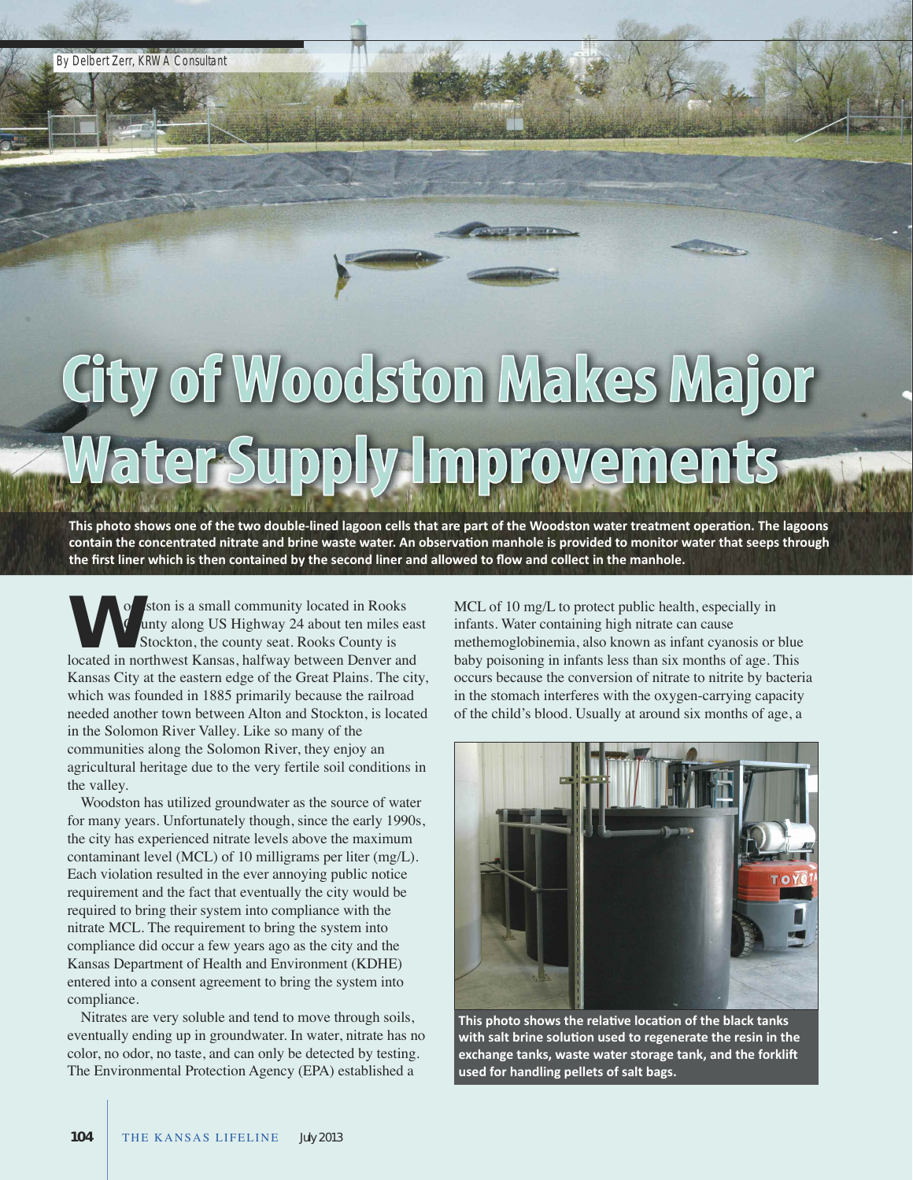By Delbert Zerr, KRWA Consultant

# City of Woodston Makes Major Water Supply Improvements

**This photo shows one of the two double-lined lagoon cells that are part of the Woodston water treatment operation. The lagoons contain the concentrated nitrate and brine waste water. An observation manhole is provided to monitor water that seeps through the first liner which is then contained by the second liner and allowed to flow and collect in the manhole.**

Woodston is a small community located in Rooks County along US Highway 24 about ten miles east of Stockton, the county seat. Rooks County is located in northwest Kansas, halfway between Denver and Kansas City at the eastern edge of the Great Plains. The city, which was founded in 1885 primarily because the railroad needed another town between Alton and Stockton, is located in the Solomon River Valley. Like so many of the communities along the Solomon River, they enjoy an agricultural heritage due to the very fertile soil conditions in the valley.

Woodston has utilized groundwater as the source of water for many years. Unfortunately though, since the early 1990s, the city has experienced nitrate levels above the maximum contaminant level (MCL) of 10 milligrams per liter (mg/L). Each violation resulted in the ever annoying public notice requirement and the fact that eventually the city would be required to bring their system into compliance with the nitrate MCL. The requirement to bring the system into compliance did occur a few years ago as the city and the Kansas Department of Health and Environment (KDHE) entered into a consent agreement to bring the system into compliance.

Nitrates are very soluble and tend to move through soils, eventually ending up in groundwater. In water, nitrate has no color, no odor, no taste, and can only be detected by testing. The Environmental Protection Agency (EPA) established a MCL of 10 mg/L to protect public health, especially in infants. Water containing high nitrate can cause methemoglobinemia, also known as infant cyanosis or blue baby poisoning in infants less than six months of age. This occurs because the conversion of nitrate to nitrite by bacteria in the stomach interferes with the oxygen-carrying capacity of the child's blood. Usually at around six months of age, a

**This photo shows the relative location of the black tanks with salt brine solution used to regenerate the resin in the exchange tanks, waste water storage tank, and the forklift used for handling pellets of salt bags.**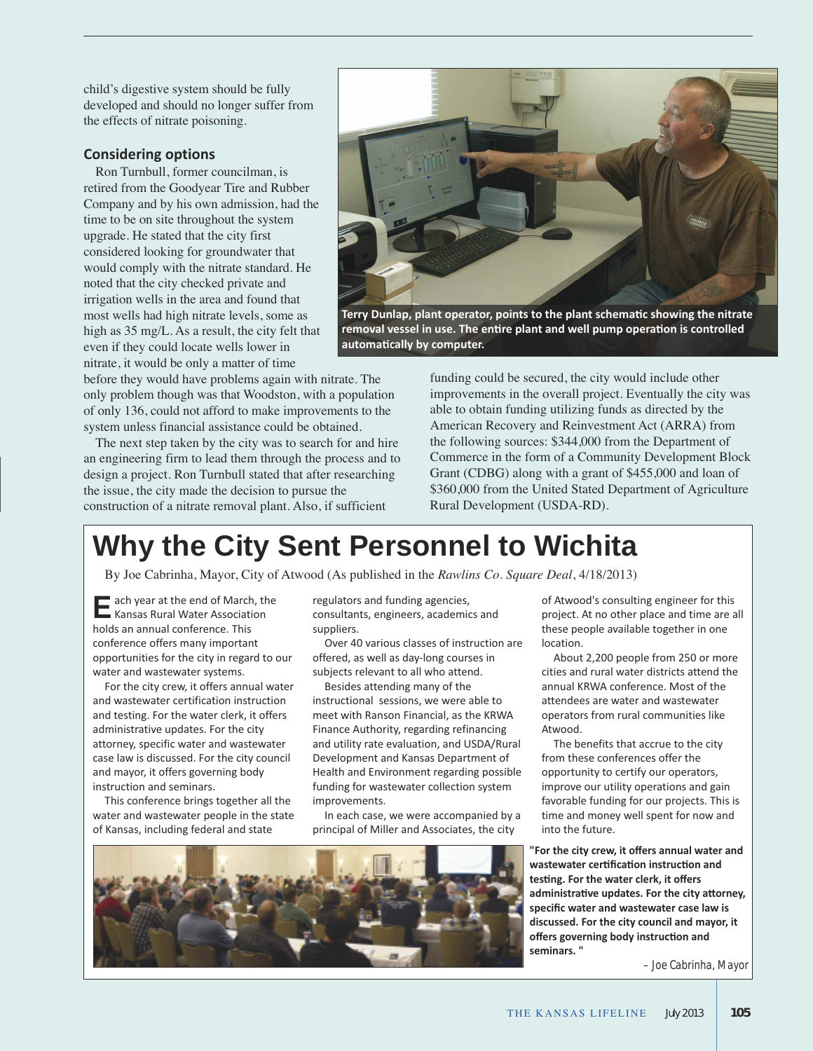child's digestive system should be fully developed and should no longer suffer from the effects of nitrate poisoning.

### Considering options

Ron Turnbull, former councilman, is retired from the Goodyear Tire and Rubber Company and by his own admission, had the time to be on site throughout the system upgrade. He stated that the city first considered looking for groundwater that would comply with the nitrate standard. He noted that the city checked private and irrigation wells in the area and found that most wells had high nitrate levels, some as high as 35 mg/L. As a result, the city felt that even if they could locate wells lower in nitrate, it would be only a matter of time before they would have problems again with nitrate. The only problem though was that Woodston, with a population of only 136, could not afford to make improvements to the system unless financial assistance could be obtained.

The next step taken by the city was to search for and hire an engineering firm to lead them through the process and to design a project. Ron Turnbull stated that after researching the issue, the city made the decision to pursue the construction of a nitrate removal plant. Also, if sufficient funding could be secured, the city would include other improvements in the overall project. Eventually the city was able to obtain funding utilizing funds as directed by the American Recovery and Reinvestment Act (ARRA) from the following sources: $344,000 from the Department of Commerce in the form of a Community Development Block Grant (CDBG) along with a grant of $455,000 and loan of $360,000 from the United Stated Department of Agriculture Rural Development (USDA-RD).

**Terry Dunlap, plant operator, points to the plant schematic showing the nitrate removal vessel in use. The entire plant and well pump operation is controlled automatically by computer.**

# Why the City Sent Personnel to Wichita

By Joe Cabrinha, Mayor, City of Atwood (As published in the *Rawlins Co. Square Deal*, 4/18/2013)

Each year at the end of March, the Kansas Rural Water Association holds an annual conference. This conference offers many important opportunities for the city in regard to our water and wastewater systems.

For the city crew, it offers annual water and wastewater certification instruction and testing. For the water clerk, it offers administrative updates. For the city attorney, specific water and wastewater case law is discussed. For the city council and mayor, it offers governing body instruction and seminars.

This conference brings together all the water and wastewater people in the state of Kansas, including federal and state regulators and funding agencies, consultants, engineers, academics and suppliers.

Over 40 various classes of instruction are offered, as well as day-long courses in subjects relevant to all who attend.

Besides attending many of the instructional sessions, we were able to meet with Ranson Financial, as the KRWA Finance Authority, regarding refinancing and utility rate evaluation, and USDA/Rural Development and Kansas Department of Health and Environment regarding possible funding for wastewater collection system improvements.

In each case, we were accompanied by a principal of Miller and Associates, the city of Atwood's consulting engineer for this project. At no other place and time are all these people available together in one location.

About 2,200 people from 250 or more cities and rural water districts attend the annual KRWA conference. Most of the attendees are water and wastewater operators from rural communities like Atwood.

The benefits that accrue to the city from these conferences offer the opportunity to certify our operators, improve our utility operations and gain favorable funding for our projects. This is time and money well spent for now and into the future.

**"For the city crew, it offers annual water and wastewater certification instruction and testing. For the water clerk, it offers administrative updates. For the city attorney, specific water and wastewater case law is discussed. For the city council and mayor, it offers governing body instruction and seminars. "**

– Joe Cabrinha, Mayor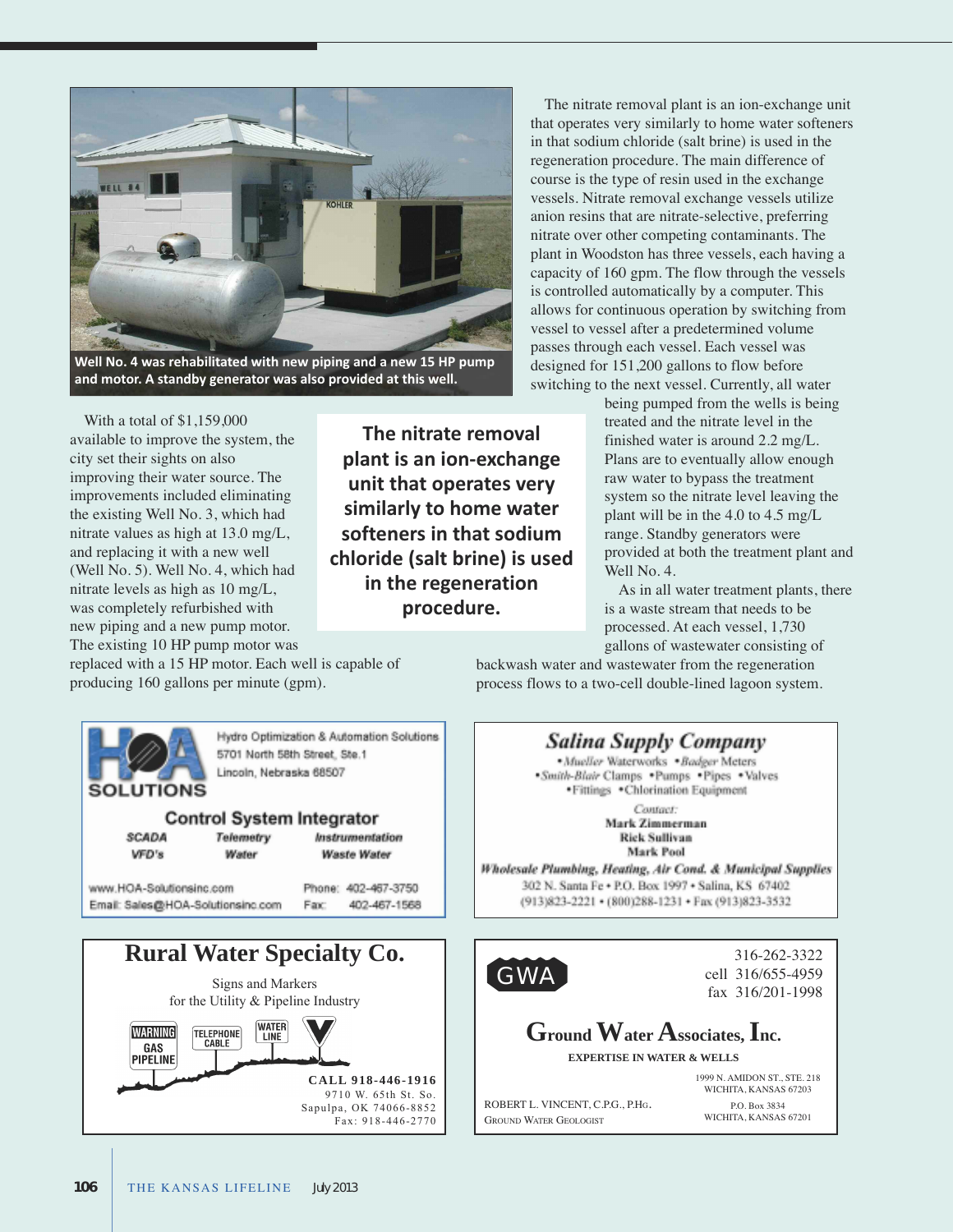Well No. 4 was rehabilitated with new piping and a new 15 HP pump and motor. A standby generator was also provided at this well.

With a total of $1,159,000 available to improve the system, the city set their sights on also improving their water source. The improvements included eliminating the existing Well No. 3, which had nitrate values as high at 13.0 mg/L, and replacing it with a new well (Well No. 5). Well No. 4, which had nitrate levels as high as 10 mg/L, was completely refurbished with new piping and a new pump motor. The existing 10 HP pump motor was replaced with a 15 HP motor. Each well is capable of producing 160 gallons per minute (gpm).

**The nitrate removal plant is an ion-exchange unit that operates very similarly to home water softeners in that sodium chloride (salt brine) is used in the regeneration procedure.**

The nitrate removal plant is an ion-exchange unit that operates very similarly to home water softeners in that sodium chloride (salt brine) is used in the regeneration procedure. The main difference of course is the type of resin used in the exchange vessels. Nitrate removal exchange vessels utilize anion resins that are nitrate-selective, preferring nitrate over other competing contaminants. The plant in Woodston has three vessels, each having a capacity of 160 gpm. The flow through the vessels is controlled automatically by a computer. This allows for continuous operation by switching from vessel to vessel after a predetermined volume passes through each vessel. Each vessel was designed for 151,200 gallons to flow before switching to the next vessel. Currently, all water being pumped from the wells is being treated and the nitrate level in the finished water is around 2.2 mg/L. Plans are to eventually allow enough raw water to bypass the treatment system so the nitrate level leaving the plant will be in the 4.0 to 4.5 mg/L range. Standby generators were provided at both the treatment plant and Well No. 4.

As in all water treatment plants, there is a waste stream that needs to be processed. At each vessel, 1,730 gallons of wastewater consisting of backwash water and wastewater from the regeneration process flows to a two-cell double-lined lagoon system.

---

**HOA SOLUTIONS**
Hydro Optimization & Automation Solutions
5701 North 58th Street, Ste.1
Lincoln, Nebraska 68507

**Control System Integrator**

SCADA · Telemetry · Instrumentation
VFD's · Water · Waste Water

www.HOA-Solutionsinc.com
Email: Sales@HOA-Solutionsinc.com
Phone: 402-467-3750
Fax: 402-467-1568

---

**Salina Supply Company**

•Mueller Waterworks •Badger Meters
•Smith-Blair Clamps •Pumps •Pipes •Valves
•Fittings •Chlorination Equipment

Contact:
Mark Zimmerman
Rick Sullivan
Mark Pool

Wholesale Plumbing, Heating, Air Cond. & Municipal Supplies
302 N. Santa Fe • P.O. Box 1997 • Salina, KS 67402
(913)823-2221 • (800)288-1231 • Fax (913)823-3532

---

**Rural Water Specialty Co.**

Signs and Markers
for the Utility & Pipeline Industry

WARNING GAS PIPELINE · TELEPHONE CABLE · WATER LINE

CALL 918-446-1916
9710 W. 65th St. So.
Sapulpa, OK 74066-8852
Fax: 918-446-2770

---

GWA

316-262-3322
cell 316/655-4959
fax 316/201-1998

**Ground Water Associates, Inc.**

EXPERTISE IN WATER & WELLS

ROBERT L. VINCENT, C.P.G., P.HG.
GROUND WATER GEOLOGIST

1999 N. AMIDON ST., STE. 218
WICHITA, KANSAS 67203

P.O. Box 3834
WICHITA, KANSAS 67201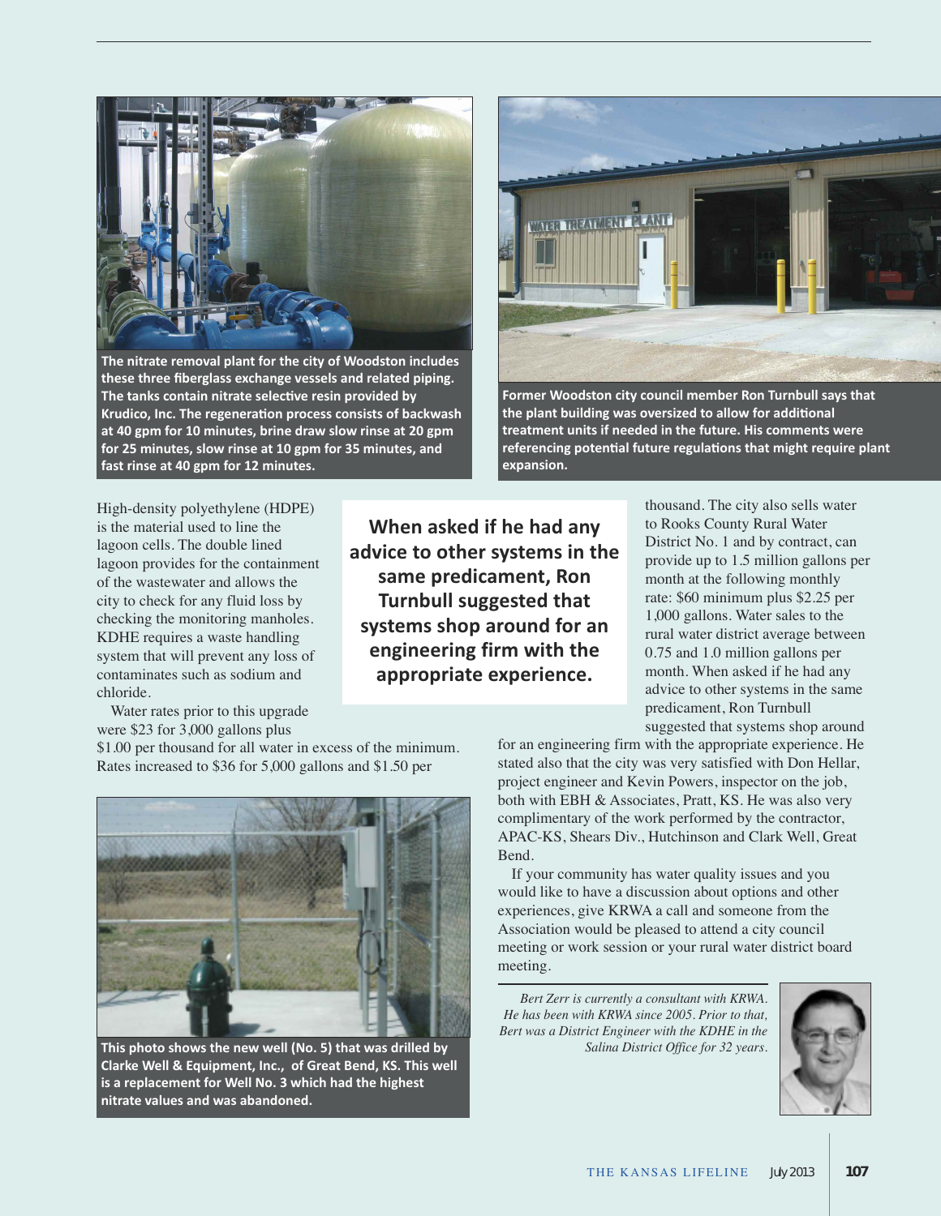The nitrate removal plant for the city of Woodston includes these three fiberglass exchange vessels and related piping. The tanks contain nitrate selective resin provided by Krudico, Inc. The regeneration process consists of backwash at 40 gpm for 10 minutes, brine draw slow rinse at 20 gpm for 25 minutes, slow rinse at 10 gpm for 35 minutes, and fast rinse at 40 gpm for 12 minutes.

Former Woodston city council member Ron Turnbull says that the plant building was oversized to allow for additional treatment units if needed in the future. His comments were referencing potential future regulations that might require plant expansion.

High-density polyethylene (HDPE) is the material used to line the lagoon cells. The double lined lagoon provides for the containment of the wastewater and allows the city to check for any fluid loss by checking the monitoring manholes. KDHE requires a waste handling system that will prevent any loss of contaminates such as sodium and chloride.

Water rates prior to this upgrade were $23 for 3,000 gallons plus $1.00 per thousand for all water in excess of the minimum. Rates increased to $36 for 5,000 gallons and $1.50 per thousand. The city also sells water to Rooks County Rural Water District No. 1 and by contract, can provide up to 1.5 million gallons per month at the following monthly rate: $60 minimum plus $2.25 per 1,000 gallons. Water sales to the rural water district average between 0.75 and 1.0 million gallons per month. When asked if he had any advice to other systems in the same predicament, Ron Turnbull suggested that systems shop around for an engineering firm with the appropriate experience. He stated also that the city was very satisfied with Don Hellar, project engineer and Kevin Powers, inspector on the job, both with EBH & Associates, Pratt, KS. He was also very complimentary of the work performed by the contractor, APAC-KS, Shears Div., Hutchinson and Clark Well, Great Bend.

**When asked if he had any advice to other systems in the same predicament, Ron Turnbull suggested that systems shop around for an engineering firm with the appropriate experience.**

If your community has water quality issues and you would like to have a discussion about options and other experiences, give KRWA a call and someone from the Association would be pleased to attend a city council meeting or work session or your rural water district board meeting.

This photo shows the new well (No. 5) that was drilled by Clarke Well & Equipment, Inc., of Great Bend, KS. This well is a replacement for Well No. 3 which had the highest nitrate values and was abandoned.

*Bert Zerr is currently a consultant with KRWA. He has been with KRWA since 2005. Prior to that, Bert was a District Engineer with the KDHE in the Salina District Office for 32 years.*